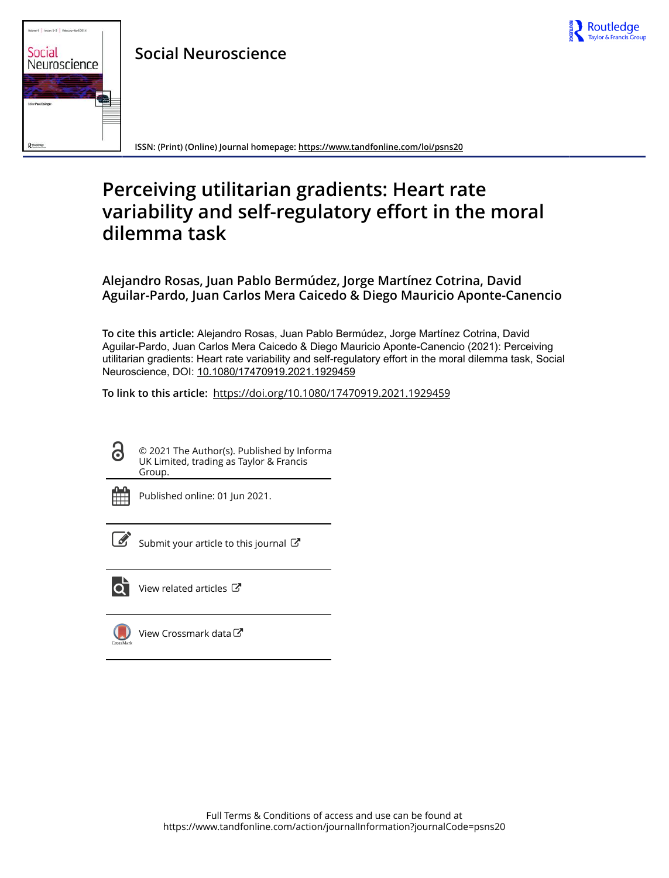Social Neuroscience

ISSN: (Print) (Online) Journal homepage: https://www.tandfonline.com/loi/psns20

# Perceiving utilitarian gradients: Heart rate variability and self-regulatory effort in the moral dilemma task

**Alejandro Rosas, Juan Pablo Bermúdez, Jorge Martínez Cotrina, David Aguilar-Pardo, Juan Carlos Mera Caicedo & Diego Mauricio Aponte-Canencio**

**To cite this article:** Alejandro Rosas, Juan Pablo Bermúdez, Jorge Martínez Cotrina, David Aguilar-Pardo, Juan Carlos Mera Caicedo & Diego Mauricio Aponte-Canencio (2021): Perceiving utilitarian gradients: Heart rate variability and self-regulatory effort in the moral dilemma task, Social Neuroscience, DOI: 10.1080/17470919.2021.1929459

**To link to this article:** https://doi.org/10.1080/17470919.2021.1929459

© 2021 The Author(s). Published by Informa UK Limited, trading as Taylor & Francis Group.

Published online: 01 Jun 2021.

Submit your article to this journal

View related articles

View Crossmark data

Full Terms & Conditions of access and use can be found at https://www.tandfonline.com/action/journalInformation?journalCode=psns20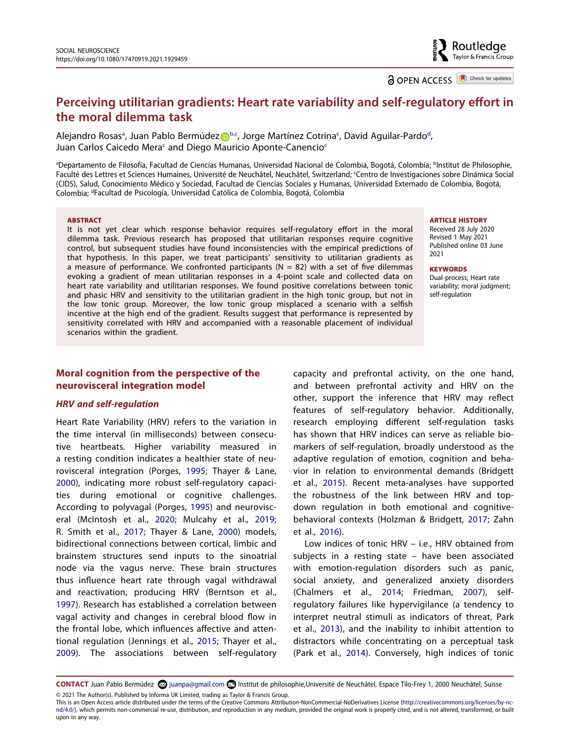# Perceiving utilitarian gradients: Heart rate variability and self-regulatory effort in the moral dilemma task

Alejandro Rosas[a], Juan Pablo Bermúdez[b,c], Jorge Martínez Cotrina[c], David Aguilar-Pardo[d], Juan Carlos Caicedo Mera[c] and Diego Mauricio Aponte-Canencio[c]

[a]Departamento de Filosofía, Facultad de Ciencias Humanas, Universidad Nacional de Colombia, Bogotá, Colombia; [b]Institut de Philosophie, Faculté des Lettres et Sciences Humaines, Université de Neuchâtel, Neuchâtel, Switzerland; [c]Centro de Investigaciones sobre Dinámica Social (CIDS), Salud, Conocimiento Médico y Sociedad, Facultad de Ciencias Sociales y Humanas, Universidad Externado de Colombia, Bogotá, Colombia; [d]Facultad de Psicología, Universidad Católica de Colombia, Bogotá, Colombia

**ABSTRACT**

It is not yet clear which response behavior requires self-regulatory effort in the moral dilemma task. Previous research has proposed that utilitarian responses require cognitive control, but subsequent studies have found inconsistencies with the empirical predictions of that hypothesis. In this paper, we treat participants' sensitivity to utilitarian gradients as a measure of performance. We confronted participants (N = 82) with a set of five dilemmas evoking a gradient of mean utilitarian responses in a 4-point scale and collected data on heart rate variability and utilitarian responses. We found positive correlations between tonic and phasic HRV and sensitivity to the utilitarian gradient in the high tonic group, but not in the low tonic group. Moreover, the low tonic group misplaced a scenario with a selfish incentive at the high end of the gradient. Results suggest that performance is represented by sensitivity correlated with HRV and accompanied with a reasonable placement of individual scenarios within the gradient.

**ARTICLE HISTORY**
Received 28 July 2020
Revised 1 May 2021
Published online 03 June 2021

**KEYWORDS**
Dual-process; Heart rate variability; moral judgment; self-regulation

## Moral cognition from the perspective of the neurovisceral integration model

### *HRV and self-regulation*

Heart Rate Variability (HRV) refers to the variation in the time interval (in milliseconds) between consecutive heartbeats. Higher variability measured in a resting condition indicates a healthier state of neurovisceral integration (Porges, 1995; Thayer & Lane, 2000), indicating more robust self-regulatory capacities during emotional or cognitive challenges. According to polyvagal (Porges, 1995) and neurovisceral (McIntosh et al., 2020; Mulcahy et al., 2019; R. Smith et al., 2017; Thayer & Lane, 2000) models, bidirectional connections between cortical, limbic and brainstem structures send inputs to the sinoatrial node via the vagus nerve. These brain structures thus influence heart rate through vagal withdrawal and reactivation, producing HRV (Berntson et al., 1997). Research has established a correlation between vagal activity and changes in cerebral blood flow in the frontal lobe, which influences affective and attentional regulation (Jennings et al., 2015; Thayer et al., 2009). The associations between self-regulatory capacity and prefrontal activity, on the one hand, and between prefrontal activity and HRV on the other, support the inference that HRV may reflect features of self-regulatory behavior. Additionally, research employing different self-regulation tasks has shown that HRV indices can serve as reliable biomarkers of self-regulation, broadly understood as the adaptive regulation of emotion, cognition and behavior in relation to environmental demands (Bridgett et al., 2015). Recent meta-analyses have supported the robustness of the link between HRV and top-down regulation in both emotional and cognitive-behavioral contexts (Holzman & Bridgett, 2017; Zahn et al., 2016).

Low indices of tonic HRV – i.e., HRV obtained from subjects in a resting state – have been associated with emotion-regulation disorders such as panic, social anxiety, and generalized anxiety disorders (Chalmers et al., 2014; Friedman, 2007), self-regulatory failures like hypervigilance (a tendency to interpret neutral stimuli as indicators of threat, Park et al., 2013), and the inability to inhibit attention to distractors while concentrating on a perceptual task (Park et al., 2014). Conversely, high indices of tonic

**CONTACT** Juan Pablo Bermúdez juanpa@gmail.com Institut de philosophie,Université de Neuchâtel, Espace Tilo-Frey 1, 2000 Neuchâtel, Suisse

© 2021 The Author(s). Published by Informa UK Limited, trading as Taylor & Francis Group.
This is an Open Access article distributed under the terms of the Creative Commons Attribution-NonCommercial-NoDerivatives License (http://creativecommons.org/licenses/by-nc-nd/4.0/), which permits non-commercial re-use, distribution, and reproduction in any medium, provided the original work is properly cited, and is not altered, transformed, or built upon in any way.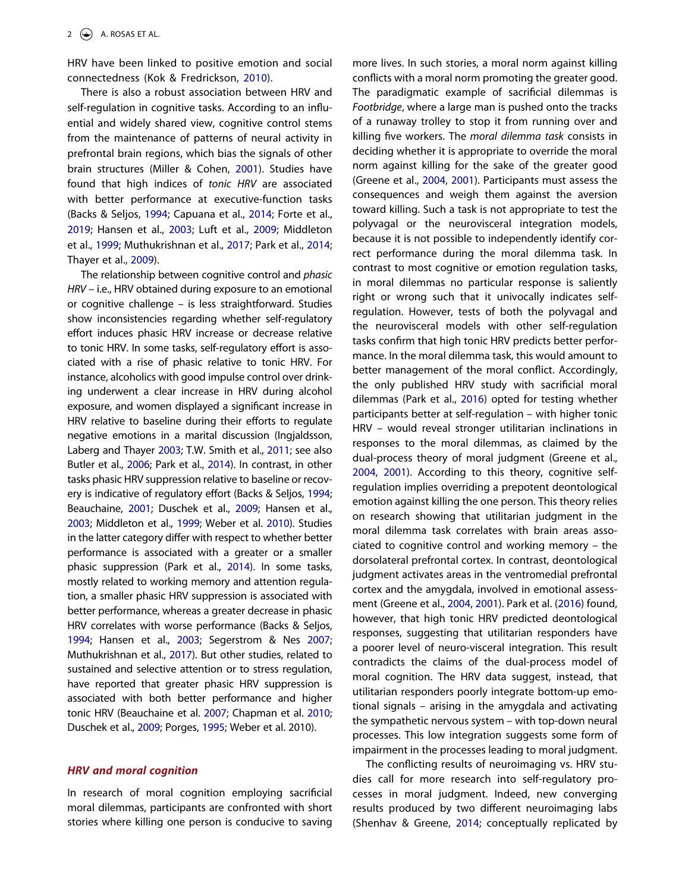HRV have been linked to positive emotion and social connectedness (Kok & Fredrickson, 2010).

There is also a robust association between HRV and self-regulation in cognitive tasks. According to an influential and widely shared view, cognitive control stems from the maintenance of patterns of neural activity in prefrontal brain regions, which bias the signals of other brain structures (Miller & Cohen, 2001). Studies have found that high indices of *tonic HRV* are associated with better performance at executive-function tasks (Backs & Seljos, 1994; Capuana et al., 2014; Forte et al., 2019; Hansen et al., 2003; Luft et al., 2009; Middleton et al., 1999; Muthukrishnan et al., 2017; Park et al., 2014; Thayer et al., 2009).

The relationship between cognitive control and *phasic HRV* – i.e., HRV obtained during exposure to an emotional or cognitive challenge – is less straightforward. Studies show inconsistencies regarding whether self-regulatory effort induces phasic HRV increase or decrease relative to tonic HRV. In some tasks, self-regulatory effort is associated with a rise of phasic relative to tonic HRV. For instance, alcoholics with good impulse control over drinking underwent a clear increase in HRV during alcohol exposure, and women displayed a significant increase in HRV relative to baseline during their efforts to regulate negative emotions in a marital discussion (Ingjaldsson, Laberg and Thayer 2003; T.W. Smith et al., 2011; see also Butler et al., 2006; Park et al., 2014). In contrast, in other tasks phasic HRV suppression relative to baseline or recovery is indicative of regulatory effort (Backs & Seljos, 1994; Beauchaine, 2001; Duschek et al., 2009; Hansen et al., 2003; Middleton et al., 1999; Weber et al. 2010). Studies in the latter category differ with respect to whether better performance is associated with a greater or a smaller phasic suppression (Park et al., 2014). In some tasks, mostly related to working memory and attention regulation, a smaller phasic HRV suppression is associated with better performance, whereas a greater decrease in phasic HRV correlates with worse performance (Backs & Seljos, 1994; Hansen et al., 2003; Segerstrom & Nes 2007; Muthukrishnan et al., 2017). But other studies, related to sustained and selective attention or to stress regulation, have reported that greater phasic HRV suppression is associated with both better performance and higher tonic HRV (Beauchaine et al. 2007; Chapman et al. 2010; Duschek et al., 2009; Porges, 1995; Weber et al. 2010).

## *HRV and moral cognition*

In research of moral cognition employing sacrificial moral dilemmas, participants are confronted with short stories where killing one person is conducive to saving more lives. In such stories, a moral norm against killing conflicts with a moral norm promoting the greater good. The paradigmatic example of sacrificial dilemmas is *Footbridge*, where a large man is pushed onto the tracks of a runaway trolley to stop it from running over and killing five workers. The *moral dilemma task* consists in deciding whether it is appropriate to override the moral norm against killing for the sake of the greater good (Greene et al., 2004, 2001). Participants must assess the consequences and weigh them against the aversion toward killing. Such a task is not appropriate to test the polyvagal or the neurovisceral integration models, because it is not possible to independently identify correct performance during the moral dilemma task. In contrast to most cognitive or emotion regulation tasks, in moral dilemmas no particular response is saliently right or wrong such that it univocally indicates self-regulation. However, tests of both the polyvagal and the neurovisceral models with other self-regulation tasks confirm that high tonic HRV predicts better performance. In the moral dilemma task, this would amount to better management of the moral conflict. Accordingly, the only published HRV study with sacrificial moral dilemmas (Park et al., 2016) opted for testing whether participants better at self-regulation – with higher tonic HRV – would reveal stronger utilitarian inclinations in responses to the moral dilemmas, as claimed by the dual-process theory of moral judgment (Greene et al., 2004, 2001). According to this theory, cognitive self-regulation implies overriding a prepotent deontological emotion against killing the one person. This theory relies on research showing that utilitarian judgment in the moral dilemma task correlates with brain areas associated to cognitive control and working memory – the dorsolateral prefrontal cortex. In contrast, deontological judgment activates areas in the ventromedial prefrontal cortex and the amygdala, involved in emotional assessment (Greene et al., 2004, 2001). Park et al. (2016) found, however, that high tonic HRV predicted deontological responses, suggesting that utilitarian responders have a poorer level of neuro-visceral integration. This result contradicts the claims of the dual-process model of moral cognition. The HRV data suggest, instead, that utilitarian responders poorly integrate bottom-up emotional signals – arising in the amygdala and activating the sympathetic nervous system – with top-down neural processes. This low integration suggests some form of impairment in the processes leading to moral judgment.

The conflicting results of neuroimaging vs. HRV studies call for more research into self-regulatory processes in moral judgment. Indeed, new converging results produced by two different neuroimaging labs (Shenhav & Greene, 2014; conceptually replicated by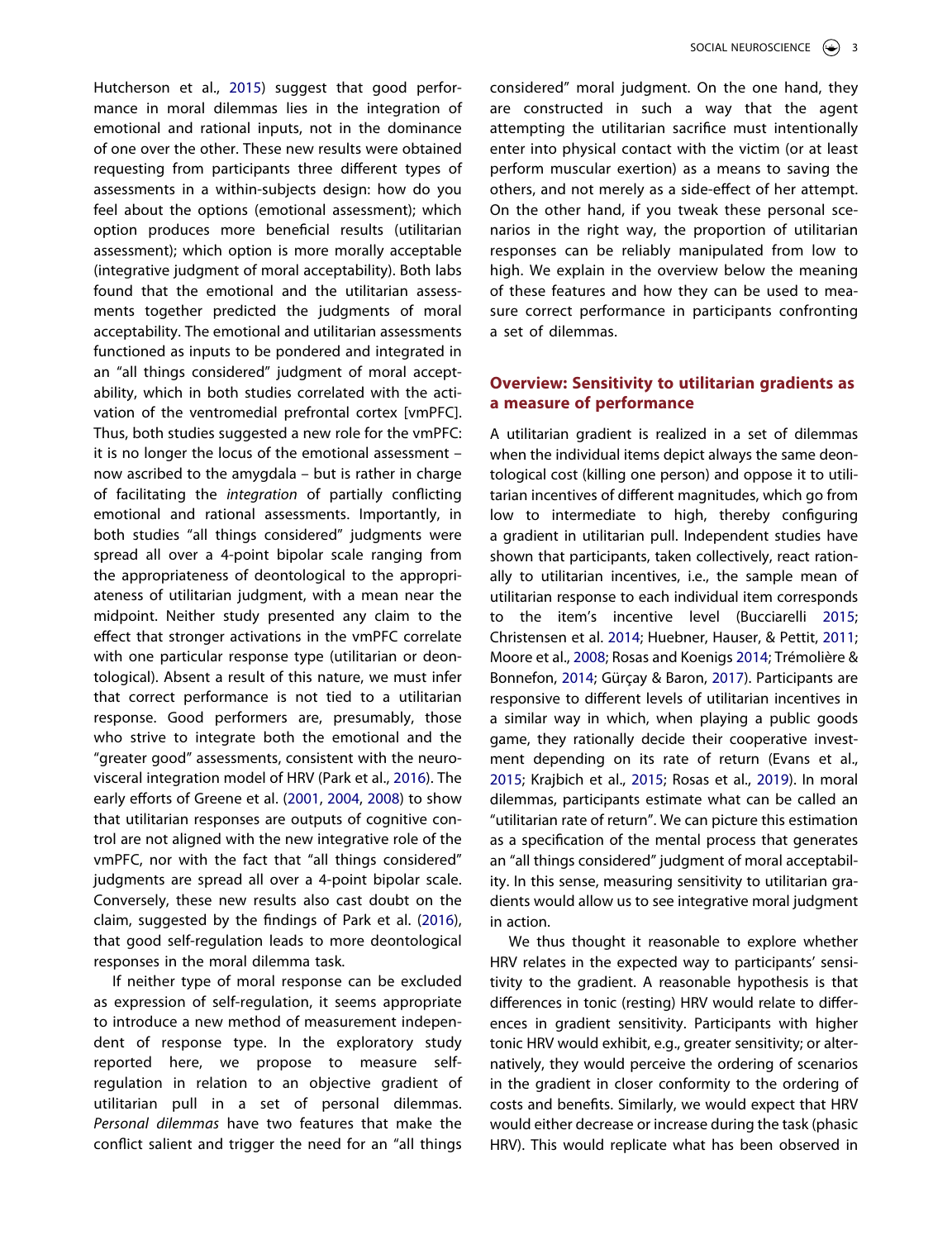Hutcherson et al., 2015) suggest that good performance in moral dilemmas lies in the integration of emotional and rational inputs, not in the dominance of one over the other. These new results were obtained requesting from participants three different types of assessments in a within-subjects design: how do you feel about the options (emotional assessment); which option produces more beneficial results (utilitarian assessment); which option is more morally acceptable (integrative judgment of moral acceptability). Both labs found that the emotional and the utilitarian assessments together predicted the judgments of moral acceptability. The emotional and utilitarian assessments functioned as inputs to be pondered and integrated in an "all things considered" judgment of moral acceptability, which in both studies correlated with the activation of the ventromedial prefrontal cortex [vmPFC]. Thus, both studies suggested a new role for the vmPFC: it is no longer the locus of the emotional assessment – now ascribed to the amygdala – but is rather in charge of facilitating the *integration* of partially conflicting emotional and rational assessments. Importantly, in both studies "all things considered" judgments were spread all over a 4-point bipolar scale ranging from the appropriateness of deontological to the appropriateness of utilitarian judgment, with a mean near the midpoint. Neither study presented any claim to the effect that stronger activations in the vmPFC correlate with one particular response type (utilitarian or deontological). Absent a result of this nature, we must infer that correct performance is not tied to a utilitarian response. Good performers are, presumably, those who strive to integrate both the emotional and the "greater good" assessments, consistent with the neurovisceral integration model of HRV (Park et al., 2016). The early efforts of Greene et al. (2001, 2004, 2008) to show that utilitarian responses are outputs of cognitive control are not aligned with the new integrative role of the vmPFC, nor with the fact that "all things considered" judgments are spread all over a 4-point bipolar scale. Conversely, these new results also cast doubt on the claim, suggested by the findings of Park et al. (2016), that good self-regulation leads to more deontological responses in the moral dilemma task.

If neither type of moral response can be excluded as expression of self-regulation, it seems appropriate to introduce a new method of measurement independent of response type. In the exploratory study reported here, we propose to measure self-regulation in relation to an objective gradient of utilitarian pull in a set of personal dilemmas. *Personal dilemmas* have two features that make the conflict salient and trigger the need for an "all things considered" moral judgment. On the one hand, they are constructed in such a way that the agent attempting the utilitarian sacrifice must intentionally enter into physical contact with the victim (or at least perform muscular exertion) as a means to saving the others, and not merely as a side-effect of her attempt. On the other hand, if you tweak these personal scenarios in the right way, the proportion of utilitarian responses can be reliably manipulated from low to high. We explain in the overview below the meaning of these features and how they can be used to measure correct performance in participants confronting a set of dilemmas.

## Overview: Sensitivity to utilitarian gradients as a measure of performance

A utilitarian gradient is realized in a set of dilemmas when the individual items depict always the same deontological cost (killing one person) and oppose it to utilitarian incentives of different magnitudes, which go from low to intermediate to high, thereby configuring a gradient in utilitarian pull. Independent studies have shown that participants, taken collectively, react rationally to utilitarian incentives, i.e., the sample mean of utilitarian response to each individual item corresponds to the item's incentive level (Bucciarelli 2015; Christensen et al. 2014; Huebner, Hauser, & Pettit, 2011; Moore et al., 2008; Rosas and Koenigs 2014; Trémolière & Bonnefon, 2014; Gürçay & Baron, 2017). Participants are responsive to different levels of utilitarian incentives in a similar way in which, when playing a public goods game, they rationally decide their cooperative investment depending on its rate of return (Evans et al., 2015; Krajbich et al., 2015; Rosas et al., 2019). In moral dilemmas, participants estimate what can be called an "utilitarian rate of return". We can picture this estimation as a specification of the mental process that generates an "all things considered" judgment of moral acceptability. In this sense, measuring sensitivity to utilitarian gradients would allow us to see integrative moral judgment in action.

We thus thought it reasonable to explore whether HRV relates in the expected way to participants' sensitivity to the gradient. A reasonable hypothesis is that differences in tonic (resting) HRV would relate to differences in gradient sensitivity. Participants with higher tonic HRV would exhibit, e.g., greater sensitivity; or alternatively, they would perceive the ordering of scenarios in the gradient in closer conformity to the ordering of costs and benefits. Similarly, we would expect that HRV would either decrease or increase during the task (phasic HRV). This would replicate what has been observed in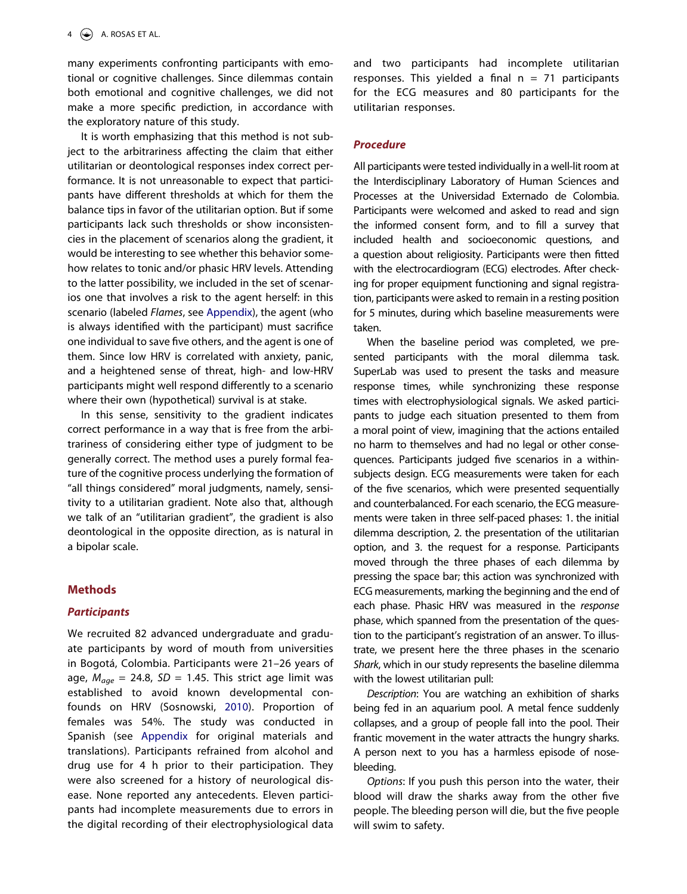many experiments confronting participants with emotional or cognitive challenges. Since dilemmas contain both emotional and cognitive challenges, we did not make a more specific prediction, in accordance with the exploratory nature of this study.

It is worth emphasizing that this method is not subject to the arbitrariness affecting the claim that either utilitarian or deontological responses index correct performance. It is not unreasonable to expect that participants have different thresholds at which for them the balance tips in favor of the utilitarian option. But if some participants lack such thresholds or show inconsistencies in the placement of scenarios along the gradient, it would be interesting to see whether this behavior somehow relates to tonic and/or phasic HRV levels. Attending to the latter possibility, we included in the set of scenarios one that involves a risk to the agent herself: in this scenario (labeled *Flames*, see Appendix), the agent (who is always identified with the participant) must sacrifice one individual to save five others, and the agent is one of them. Since low HRV is correlated with anxiety, panic, and a heightened sense of threat, high- and low-HRV participants might well respond differently to a scenario where their own (hypothetical) survival is at stake.

In this sense, sensitivity to the gradient indicates correct performance in a way that is free from the arbitrariness of considering either type of judgment to be generally correct. The method uses a purely formal feature of the cognitive process underlying the formation of "all things considered" moral judgments, namely, sensitivity to a utilitarian gradient. Note also that, although we talk of an "utilitarian gradient", the gradient is also deontological in the opposite direction, as is natural in a bipolar scale.

## Methods

### Participants

We recruited 82 advanced undergraduate and graduate participants by word of mouth from universities in Bogotá, Colombia. Participants were 21–26 years of age, $M_{age}$ = 24.8, $SD$ = 1.45. This strict age limit was established to avoid known developmental confounds on HRV (Sosnowski, 2010). Proportion of females was 54%. The study was conducted in Spanish (see Appendix for original materials and translations). Participants refrained from alcohol and drug use for 4 h prior to their participation. They were also screened for a history of neurological disease. None reported any antecedents. Eleven participants had incomplete measurements due to errors in the digital recording of their electrophysiological data and two participants had incomplete utilitarian responses. This yielded a final n = 71 participants for the ECG measures and 80 participants for the utilitarian responses.

### Procedure

All participants were tested individually in a well-lit room at the Interdisciplinary Laboratory of Human Sciences and Processes at the Universidad Externado de Colombia. Participants were welcomed and asked to read and sign the informed consent form, and to fill a survey that included health and socioeconomic questions, and a question about religiosity. Participants were then fitted with the electrocardiogram (ECG) electrodes. After checking for proper equipment functioning and signal registration, participants were asked to remain in a resting position for 5 minutes, during which baseline measurements were taken.

When the baseline period was completed, we presented participants with the moral dilemma task. SuperLab was used to present the tasks and measure response times, while synchronizing these response times with electrophysiological signals. We asked participants to judge each situation presented to them from a moral point of view, imagining that the actions entailed no harm to themselves and had no legal or other consequences. Participants judged five scenarios in a within-subjects design. ECG measurements were taken for each of the five scenarios, which were presented sequentially and counterbalanced. For each scenario, the ECG measurements were taken in three self-paced phases: 1. the initial dilemma description, 2. the presentation of the utilitarian option, and 3. the request for a response. Participants moved through the three phases of each dilemma by pressing the space bar; this action was synchronized with ECG measurements, marking the beginning and the end of each phase. Phasic HRV was measured in the *response* phase, which spanned from the presentation of the question to the participant's registration of an answer. To illustrate, we present here the three phases in the scenario *Shark*, which in our study represents the baseline dilemma with the lowest utilitarian pull:

*Description*: You are watching an exhibition of sharks being fed in an aquarium pool. A metal fence suddenly collapses, and a group of people fall into the pool. Their frantic movement in the water attracts the hungry sharks. A person next to you has a harmless episode of nose-bleeding.

*Options*: If you push this person into the water, their blood will draw the sharks away from the other five people. The bleeding person will die, but the five people will swim to safety.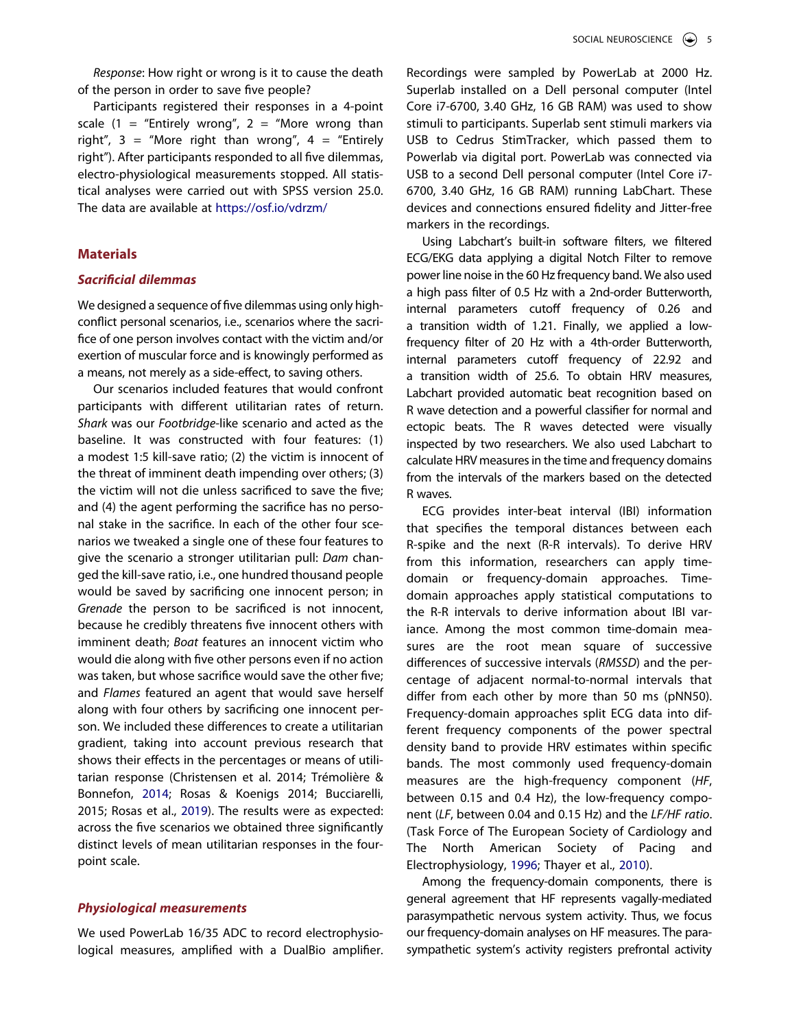*Response*: How right or wrong is it to cause the death of the person in order to save five people?

Participants registered their responses in a 4-point scale (1 = "Entirely wrong", 2 = "More wrong than right", 3 = "More right than wrong", 4 = "Entirely right"). After participants responded to all five dilemmas, electro-physiological measurements stopped. All statistical analyses were carried out with SPSS version 25.0. The data are available at https://osf.io/vdrzm/

## Materials

### *Sacrificial dilemmas*

We designed a sequence of five dilemmas using only high-conflict personal scenarios, i.e., scenarios where the sacrifice of one person involves contact with the victim and/or exertion of muscular force and is knowingly performed as a means, not merely as a side-effect, to saving others.

Our scenarios included features that would confront participants with different utilitarian rates of return. *Shark* was our *Footbridge*-like scenario and acted as the baseline. It was constructed with four features: (1) a modest 1:5 kill-save ratio; (2) the victim is innocent of the threat of imminent death impending over others; (3) the victim will not die unless sacrificed to save the five; and (4) the agent performing the sacrifice has no personal stake in the sacrifice. In each of the other four scenarios we tweaked a single one of these four features to give the scenario a stronger utilitarian pull: *Dam* changed the kill-save ratio, i.e., one hundred thousand people would be saved by sacrificing one innocent person; in *Grenade* the person to be sacrificed is not innocent, because he credibly threatens five innocent others with imminent death; *Boat* features an innocent victim who would die along with five other persons even if no action was taken, but whose sacrifice would save the other five; and *Flames* featured an agent that would save herself along with four others by sacrificing one innocent person. We included these differences to create a utilitarian gradient, taking into account previous research that shows their effects in the percentages or means of utilitarian response (Christensen et al. 2014; Trémolière & Bonnefon, 2014; Rosas & Koenigs 2014; Bucciarelli, 2015; Rosas et al., 2019). The results were as expected: across the five scenarios we obtained three significantly distinct levels of mean utilitarian responses in the four-point scale.

### *Physiological measurements*

We used PowerLab 16/35 ADC to record electrophysiological measures, amplified with a DualBio amplifier. Recordings were sampled by PowerLab at 2000 Hz. Superlab installed on a Dell personal computer (Intel Core i7-6700, 3.40 GHz, 16 GB RAM) was used to show stimuli to participants. Superlab sent stimuli markers via USB to Cedrus StimTracker, which passed them to Powerlab via digital port. PowerLab was connected via USB to a second Dell personal computer (Intel Core i7-6700, 3.40 GHz, 16 GB RAM) running LabChart. These devices and connections ensured fidelity and Jitter-free markers in the recordings.

Using Labchart's built-in software filters, we filtered ECG/EKG data applying a digital Notch Filter to remove power line noise in the 60 Hz frequency band. We also used a high pass filter of 0.5 Hz with a 2nd-order Butterworth, internal parameters cutoff frequency of 0.26 and a transition width of 1.21. Finally, we applied a low-frequency filter of 20 Hz with a 4th-order Butterworth, internal parameters cutoff frequency of 22.92 and a transition width of 25.6. To obtain HRV measures, Labchart provided automatic beat recognition based on R wave detection and a powerful classifier for normal and ectopic beats. The R waves detected were visually inspected by two researchers. We also used Labchart to calculate HRV measures in the time and frequency domains from the intervals of the markers based on the detected R waves.

ECG provides inter-beat interval (IBI) information that specifies the temporal distances between each R-spike and the next (R-R intervals). To derive HRV from this information, researchers can apply time-domain or frequency-domain approaches. Time-domain approaches apply statistical computations to the R-R intervals to derive information about IBI variance. Among the most common time-domain measures are the root mean square of successive differences of successive intervals (*RMSSD*) and the percentage of adjacent normal-to-normal intervals that differ from each other by more than 50 ms (pNN50). Frequency-domain approaches split ECG data into different frequency components of the power spectral density band to provide HRV estimates within specific bands. The most commonly used frequency-domain measures are the high-frequency component (*HF*, between 0.15 and 0.4 Hz), the low-frequency component (*LF*, between 0.04 and 0.15 Hz) and the *LF/HF ratio*. (Task Force of The European Society of Cardiology and The North American Society of Pacing and Electrophysiology, 1996; Thayer et al., 2010).

Among the frequency-domain components, there is general agreement that HF represents vagally-mediated parasympathetic nervous system activity. Thus, we focus our frequency-domain analyses on HF measures. The parasympathetic system's activity registers prefrontal activity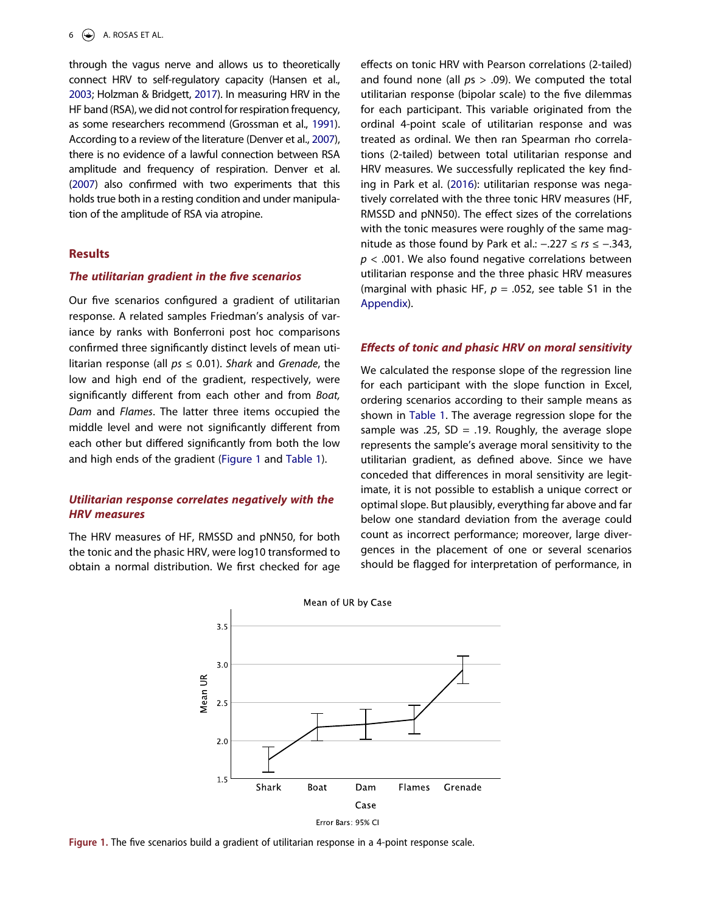through the vagus nerve and allows us to theoretically connect HRV to self-regulatory capacity (Hansen et al., 2003; Holzman & Bridgett, 2017). In measuring HRV in the HF band (RSA), we did not control for respiration frequency, as some researchers recommend (Grossman et al., 1991). According to a review of the literature (Denver et al., 2007), there is no evidence of a lawful connection between RSA amplitude and frequency of respiration. Denver et al. (2007) also confirmed with two experiments that this holds true both in a resting condition and under manipulation of the amplitude of RSA via atropine.

## Results

### The utilitarian gradient in the five scenarios

Our five scenarios configured a gradient of utilitarian response. A related samples Friedman's analysis of variance by ranks with Bonferroni post hoc comparisons confirmed three significantly distinct levels of mean utilitarian response (all $ps \leq 0.01$). *Shark* and *Grenade*, the low and high end of the gradient, respectively, were significantly different from each other and from *Boat, Dam* and *Flames*. The latter three items occupied the middle level and were not significantly different from each other but differed significantly from both the low and high ends of the gradient (Figure 1 and Table 1).

### Utilitarian response correlates negatively with the HRV measures

The HRV measures of HF, RMSSD and pNN50, for both the tonic and the phasic HRV, were log10 transformed to obtain a normal distribution. We first checked for age effects on tonic HRV with Pearson correlations (2-tailed) and found none (all $ps > .09$). We computed the total utilitarian response (bipolar scale) to the five dilemmas for each participant. This variable originated from the ordinal 4-point scale of utilitarian response and was treated as ordinal. We then ran Spearman rho correlations (2-tailed) between total utilitarian response and HRV measures. We successfully replicated the key finding in Park et al. (2016): utilitarian response was negatively correlated with the three tonic HRV measures (HF, RMSSD and pNN50). The effect sizes of the correlations with the tonic measures were roughly of the same magnitude as those found by Park et al.: $-.227 \leq rs \leq -.343$, $p < .001$. We also found negative correlations between utilitarian response and the three phasic HRV measures (marginal with phasic HF, $p = .052$, see table S1 in the Appendix).

### Effects of tonic and phasic HRV on moral sensitivity

We calculated the response slope of the regression line for each participant with the slope function in Excel, ordering scenarios according to their sample means as shown in Table 1. The average regression slope for the sample was .25, SD = .19. Roughly, the average slope represents the sample's average moral sensitivity to the utilitarian gradient, as defined above. Since we have conceded that differences in moral sensitivity are legitimate, it is not possible to establish a unique correct or optimal slope. But plausibly, everything far above and far below one standard deviation from the average could count as incorrect performance; moreover, large divergences in the placement of one or several scenarios should be flagged for interpretation of performance, in

Figure 1. The five scenarios build a gradient of utilitarian response in a 4-point response scale.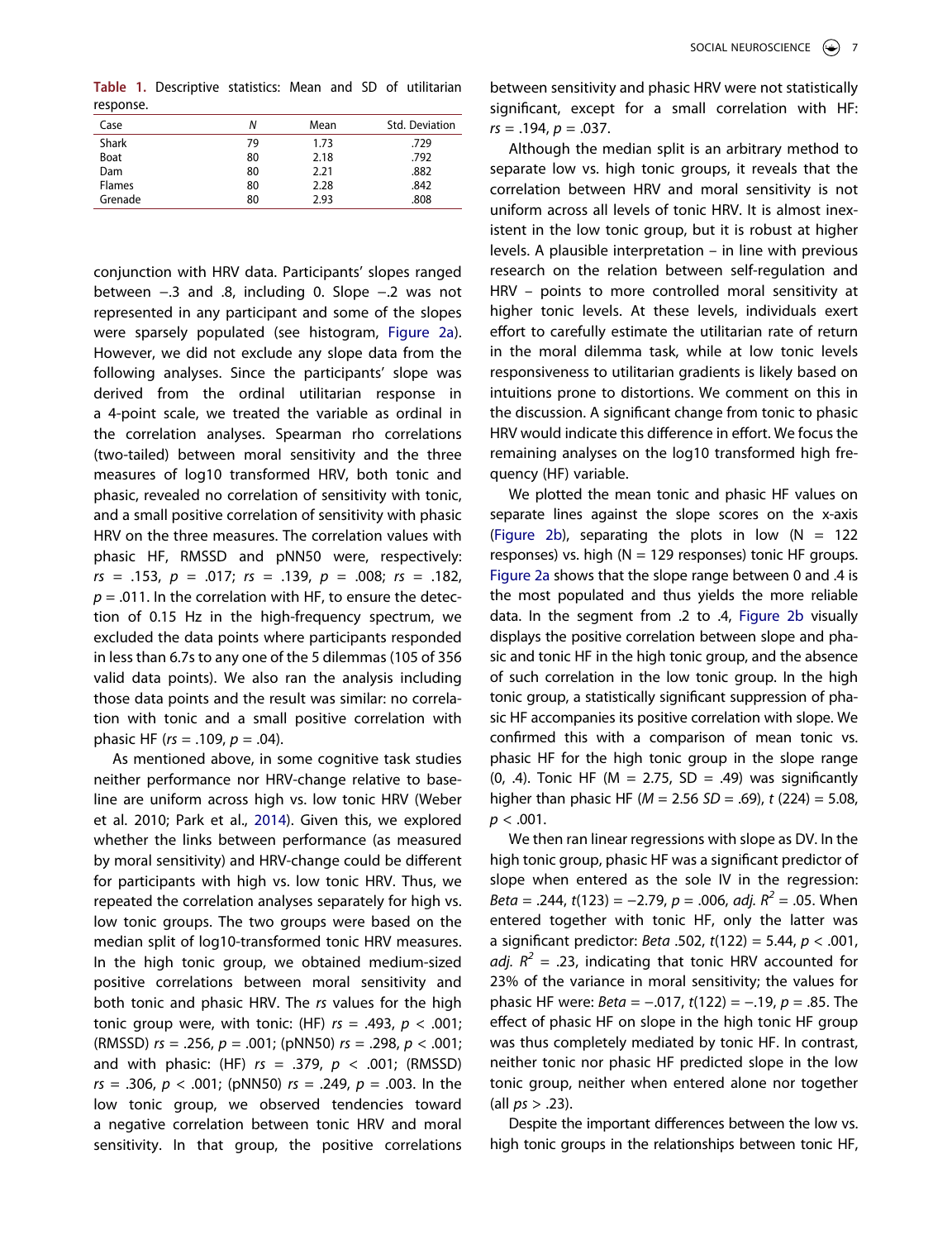**Table 1.** Descriptive statistics: Mean and SD of utilitarian response.

| Case | N | Mean | Std. Deviation |
|---|---|---|---|
| Shark | 79 | 1.73 | .729 |
| Boat | 80 | 2.18 | .792 |
| Dam | 80 | 2.21 | .882 |
| Flames | 80 | 2.28 | .842 |
| Grenade | 80 | 2.93 | .808 |

conjunction with HRV data. Participants' slopes ranged between −.3 and .8, including 0. Slope −.2 was not represented in any participant and some of the slopes were sparsely populated (see histogram, Figure 2a). However, we did not exclude any slope data from the following analyses. Since the participants' slope was derived from the ordinal utilitarian response in a 4-point scale, we treated the variable as ordinal in the correlation analyses. Spearman rho correlations (two-tailed) between moral sensitivity and the three measures of log10 transformed HRV, both tonic and phasic, revealed no correlation of sensitivity with tonic, and a small positive correlation of sensitivity with phasic HRV on the three measures. The correlation values with phasic HF, RMSSD and pNN50 were, respectively: *rs* = .153, *p* = .017; *rs* = .139, *p* = .008; *rs* = .182, *p* = .011. In the correlation with HF, to ensure the detection of 0.15 Hz in the high-frequency spectrum, we excluded the data points where participants responded in less than 6.7s to any one of the 5 dilemmas (105 of 356 valid data points). We also ran the analysis including those data points and the result was similar: no correlation with tonic and a small positive correlation with phasic HF (*rs* = .109, *p* = .04).

As mentioned above, in some cognitive task studies neither performance nor HRV-change relative to baseline are uniform across high vs. low tonic HRV (Weber et al. 2010; Park et al., 2014). Given this, we explored whether the links between performance (as measured by moral sensitivity) and HRV-change could be different for participants with high vs. low tonic HRV. Thus, we repeated the correlation analyses separately for high vs. low tonic groups. The two groups were based on the median split of log10-transformed tonic HRV measures. In the high tonic group, we obtained medium-sized positive correlations between moral sensitivity and both tonic and phasic HRV. The *rs* values for the high tonic group were, with tonic: (HF) *rs* = .493, *p* < .001; (RMSSD) *rs* = .256, *p* = .001; (pNN50) *rs* = .298, *p* < .001; and with phasic: (HF) *rs* = .379, *p* < .001; (RMSSD) *rs* = .306, *p* < .001; (pNN50) *rs* = .249, *p* = .003. In the low tonic group, we observed tendencies toward a negative correlation between tonic HRV and moral sensitivity. In that group, the positive correlations between sensitivity and phasic HRV were not statistically significant, except for a small correlation with HF: *rs* = .194, *p* = .037.

Although the median split is an arbitrary method to separate low vs. high tonic groups, it reveals that the correlation between HRV and moral sensitivity is not uniform across all levels of tonic HRV. It is almost inexistent in the low tonic group, but it is robust at higher levels. A plausible interpretation – in line with previous research on the relation between self-regulation and HRV – points to more controlled moral sensitivity at higher tonic levels. At these levels, individuals exert effort to carefully estimate the utilitarian rate of return in the moral dilemma task, while at low tonic levels responsiveness to utilitarian gradients is likely based on intuitions prone to distortions. We comment on this in the discussion. A significant change from tonic to phasic HRV would indicate this difference in effort. We focus the remaining analyses on the log10 transformed high frequency (HF) variable.

We plotted the mean tonic and phasic HF values on separate lines against the slope scores on the x-axis (Figure 2b), separating the plots in low (N = 122 responses) vs. high (N = 129 responses) tonic HF groups. Figure 2a shows that the slope range between 0 and .4 is the most populated and thus yields the more reliable data. In the segment from .2 to .4, Figure 2b visually displays the positive correlation between slope and phasic and tonic HF in the high tonic group, and the absence of such correlation in the low tonic group. In the high tonic group, a statistically significant suppression of phasic HF accompanies its positive correlation with slope. We confirmed this with a comparison of mean tonic vs. phasic HF for the high tonic group in the slope range (0, .4). Tonic HF (M = 2.75, SD = .49) was significantly higher than phasic HF (*M* = 2.56 *SD* = .69), *t* (224) = 5.08, *p* < .001.

We then ran linear regressions with slope as DV. In the high tonic group, phasic HF was a significant predictor of slope when entered as the sole IV in the regression: *Beta* = .244, *t*(123) = −2.79, *p* = .006, *adj.* $R^2$ = .05. When entered together with tonic HF, only the latter was a significant predictor: *Beta* .502, *t*(122) = 5.44, *p* < .001, *adj.* $R^2$ = .23, indicating that tonic HRV accounted for 23% of the variance in moral sensitivity; the values for phasic HF were: *Beta* = −.017, *t*(122) = −.19, *p* = .85. The effect of phasic HF on slope in the high tonic HF group was thus completely mediated by tonic HF. In contrast, neither tonic nor phasic HF predicted slope in the low tonic group, neither when entered alone nor together (all *ps* > .23).

Despite the important differences between the low vs. high tonic groups in the relationships between tonic HF,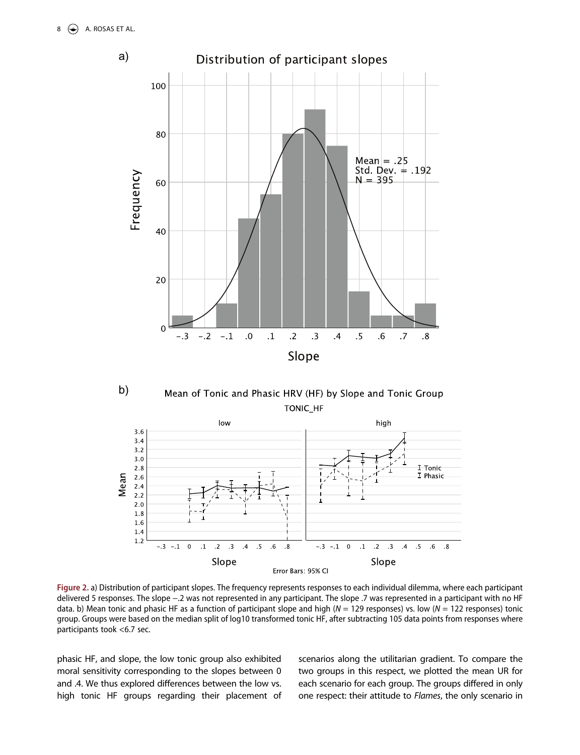**Figure 2.** a) Distribution of participant slopes. The frequency represents responses to each individual dilemma, where each participant delivered 5 responses. The slope −.2 was not represented in any participant. The slope .7 was represented in a participant with no HF data. b) Mean tonic and phasic HF as a function of participant slope and high ($N$ = 129 responses) vs. low ($N$ = 122 responses) tonic group. Groups were based on the median split of log10 transformed tonic HF, after subtracting 105 data points from responses where participants took <6.7 sec.

phasic HF, and slope, the low tonic group also exhibited moral sensitivity corresponding to the slopes between 0 and .4. We thus explored differences between the low vs. high tonic HF groups regarding their placement of scenarios along the utilitarian gradient. To compare the two groups in this respect, we plotted the mean UR for each scenario for each group. The groups differed in only one respect: their attitude to *Flames*, the only scenario in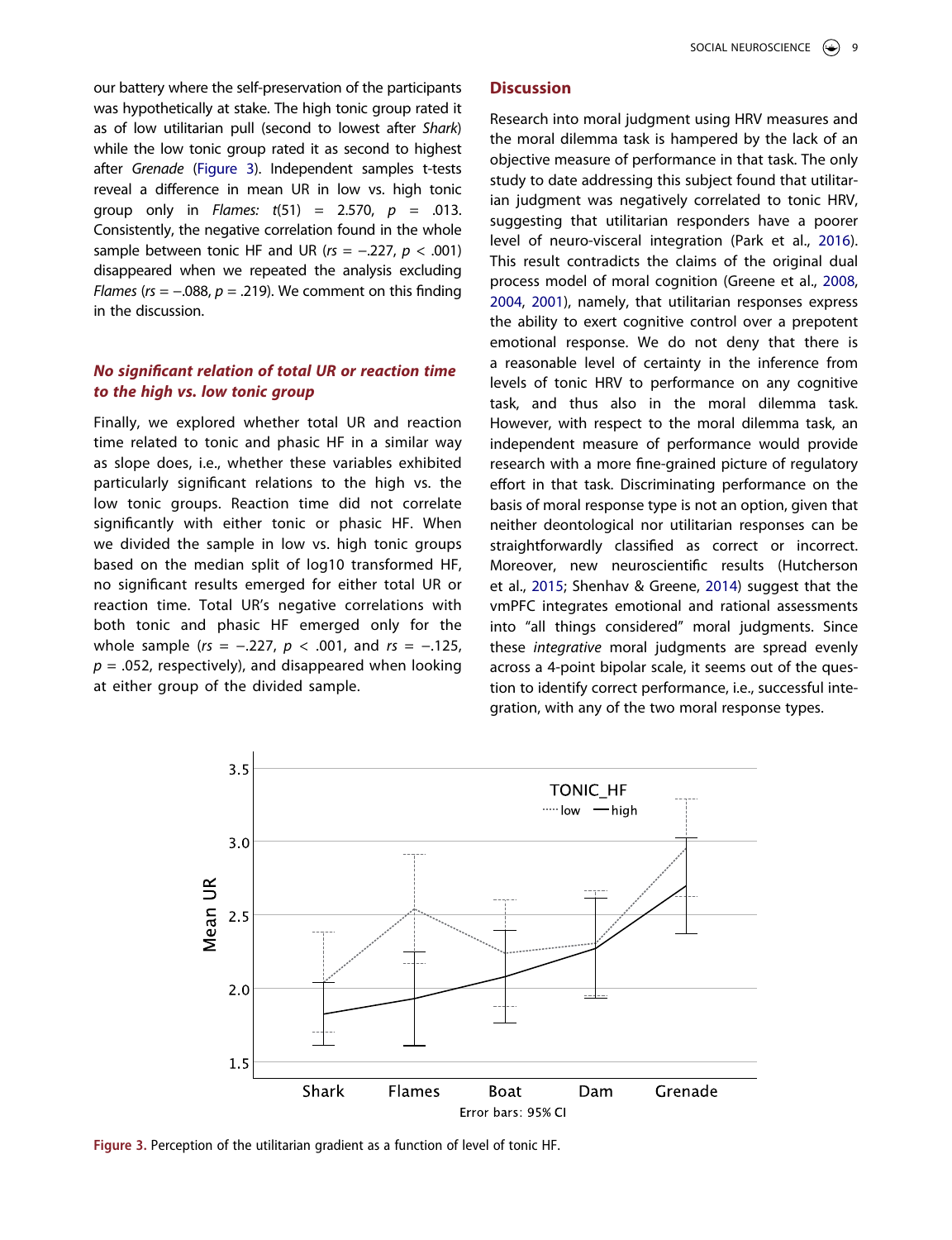our battery where the self-preservation of the participants was hypothetically at stake. The high tonic group rated it as of low utilitarian pull (second to lowest after *Shark*) while the low tonic group rated it as second to highest after *Grenade* (Figure 3). Independent samples t-tests reveal a difference in mean UR in low vs. high tonic group only in *Flames:* $t(51) = 2.570$, $p = .013$. Consistently, the negative correlation found in the whole sample between tonic HF and UR ($rs = -.227$, $p < .001$) disappeared when we repeated the analysis excluding *Flames* ($rs = -.088$, $p = .219$). We comment on this finding in the discussion.

### *No significant relation of total UR or reaction time to the high vs. low tonic group*

Finally, we explored whether total UR and reaction time related to tonic and phasic HF in a similar way as slope does, i.e., whether these variables exhibited particularly significant relations to the high vs. the low tonic groups. Reaction time did not correlate significantly with either tonic or phasic HF. When we divided the sample in low vs. high tonic groups based on the median split of log10 transformed HF, no significant results emerged for either total UR or reaction time. Total UR's negative correlations with both tonic and phasic HF emerged only for the whole sample ($rs = -.227$, $p < .001$, and $rs = -.125$, $p = .052$, respectively), and disappeared when looking at either group of the divided sample.

## Discussion

Research into moral judgment using HRV measures and the moral dilemma task is hampered by the lack of an objective measure of performance in that task. The only study to date addressing this subject found that utilitarian judgment was negatively correlated to tonic HRV, suggesting that utilitarian responders have a poorer level of neuro-visceral integration (Park et al., 2016). This result contradicts the claims of the original dual process model of moral cognition (Greene et al., 2008, 2004, 2001), namely, that utilitarian responses express the ability to exert cognitive control over a prepotent emotional response. We do not deny that there is a reasonable level of certainty in the inference from levels of tonic HRV to performance on any cognitive task, and thus also in the moral dilemma task. However, with respect to the moral dilemma task, an independent measure of performance would provide research with a more fine-grained picture of regulatory effort in that task. Discriminating performance on the basis of moral response type is not an option, given that neither deontological nor utilitarian responses can be straightforwardly classified as correct or incorrect. Moreover, new neuroscientific results (Hutcherson et al., 2015; Shenhav & Greene, 2014) suggest that the vmPFC integrates emotional and rational assessments into "all things considered" moral judgments. Since these *integrative* moral judgments are spread evenly across a 4-point bipolar scale, it seems out of the question to identify correct performance, i.e., successful integration, with any of the two moral response types.

Figure 3. Perception of the utilitarian gradient as a function of level of tonic HF.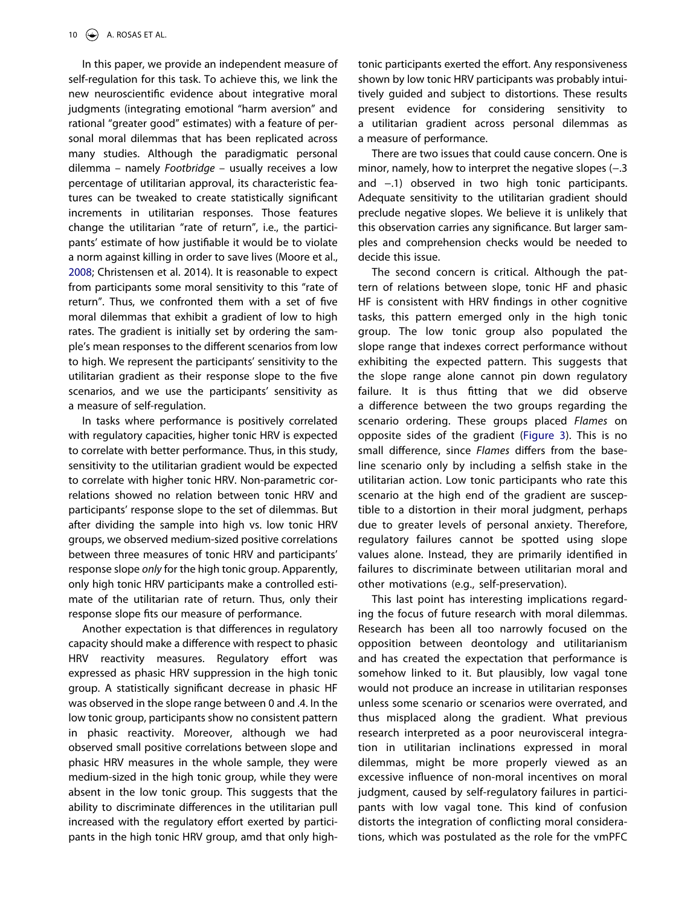In this paper, we provide an independent measure of self-regulation for this task. To achieve this, we link the new neuroscientific evidence about integrative moral judgments (integrating emotional "harm aversion" and rational "greater good" estimates) with a feature of personal moral dilemmas that has been replicated across many studies. Although the paradigmatic personal dilemma – namely *Footbridge* – usually receives a low percentage of utilitarian approval, its characteristic features can be tweaked to create statistically significant increments in utilitarian responses. Those features change the utilitarian "rate of return", i.e., the participants' estimate of how justifiable it would be to violate a norm against killing in order to save lives (Moore et al., 2008; Christensen et al. 2014). It is reasonable to expect from participants some moral sensitivity to this "rate of return". Thus, we confronted them with a set of five moral dilemmas that exhibit a gradient of low to high rates. The gradient is initially set by ordering the sample's mean responses to the different scenarios from low to high. We represent the participants' sensitivity to the utilitarian gradient as their response slope to the five scenarios, and we use the participants' sensitivity as a measure of self-regulation.

In tasks where performance is positively correlated with regulatory capacities, higher tonic HRV is expected to correlate with better performance. Thus, in this study, sensitivity to the utilitarian gradient would be expected to correlate with higher tonic HRV. Non-parametric correlations showed no relation between tonic HRV and participants' response slope to the set of dilemmas. But after dividing the sample into high vs. low tonic HRV groups, we observed medium-sized positive correlations between three measures of tonic HRV and participants' response slope *only* for the high tonic group. Apparently, only high tonic HRV participants make a controlled estimate of the utilitarian rate of return. Thus, only their response slope fits our measure of performance.

Another expectation is that differences in regulatory capacity should make a difference with respect to phasic HRV reactivity measures. Regulatory effort was expressed as phasic HRV suppression in the high tonic group. A statistically significant decrease in phasic HF was observed in the slope range between 0 and .4. In the low tonic group, participants show no consistent pattern in phasic reactivity. Moreover, although we had observed small positive correlations between slope and phasic HRV measures in the whole sample, they were medium-sized in the high tonic group, while they were absent in the low tonic group. This suggests that the ability to discriminate differences in the utilitarian pull increased with the regulatory effort exerted by participants in the high tonic HRV group, amd that only high-tonic participants exerted the effort. Any responsiveness shown by low tonic HRV participants was probably intuitively guided and subject to distortions. These results present evidence for considering sensitivity to a utilitarian gradient across personal dilemmas as a measure of performance.

There are two issues that could cause concern. One is minor, namely, how to interpret the negative slopes (−.3 and −.1) observed in two high tonic participants. Adequate sensitivity to the utilitarian gradient should preclude negative slopes. We believe it is unlikely that this observation carries any significance. But larger samples and comprehension checks would be needed to decide this issue.

The second concern is critical. Although the pattern of relations between slope, tonic HF and phasic HF is consistent with HRV findings in other cognitive tasks, this pattern emerged only in the high tonic group. The low tonic group also populated the slope range that indexes correct performance without exhibiting the expected pattern. This suggests that the slope range alone cannot pin down regulatory failure. It is thus fitting that we did observe a difference between the two groups regarding the scenario ordering. These groups placed *Flames* on opposite sides of the gradient (Figure 3). This is no small difference, since *Flames* differs from the baseline scenario only by including a selfish stake in the utilitarian action. Low tonic participants who rate this scenario at the high end of the gradient are susceptible to a distortion in their moral judgment, perhaps due to greater levels of personal anxiety. Therefore, regulatory failures cannot be spotted using slope values alone. Instead, they are primarily identified in failures to discriminate between utilitarian moral and other motivations (e.g., self-preservation).

This last point has interesting implications regarding the focus of future research with moral dilemmas. Research has been all too narrowly focused on the opposition between deontology and utilitarianism and has created the expectation that performance is somehow linked to it. But plausibly, low vagal tone would not produce an increase in utilitarian responses unless some scenario or scenarios were overrated, and thus misplaced along the gradient. What previous research interpreted as a poor neurovisceral integration in utilitarian inclinations expressed in moral dilemmas, might be more properly viewed as an excessive influence of non-moral incentives on moral judgment, caused by self-regulatory failures in participants with low vagal tone. This kind of confusion distorts the integration of conflicting moral considerations, which was postulated as the role for the vmPFC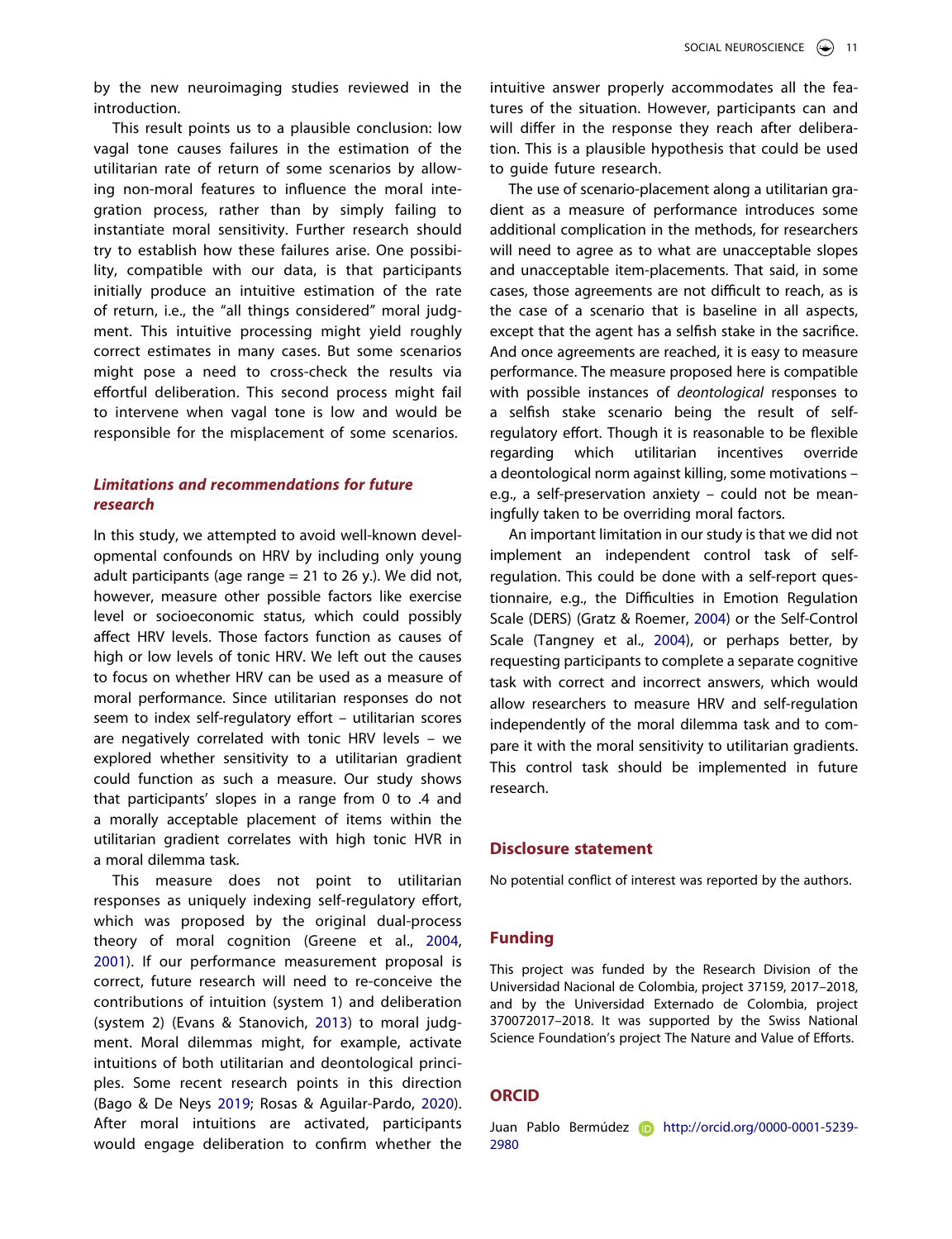by the new neuroimaging studies reviewed in the introduction.

This result points us to a plausible conclusion: low vagal tone causes failures in the estimation of the utilitarian rate of return of some scenarios by allowing non-moral features to influence the moral integration process, rather than by simply failing to instantiate moral sensitivity. Further research should try to establish how these failures arise. One possibility, compatible with our data, is that participants initially produce an intuitive estimation of the rate of return, i.e., the "all things considered" moral judgment. This intuitive processing might yield roughly correct estimates in many cases. But some scenarios might pose a need to cross-check the results via effortful deliberation. This second process might fail to intervene when vagal tone is low and would be responsible for the misplacement of some scenarios.

## *Limitations and recommendations for future research*

In this study, we attempted to avoid well-known developmental confounds on HRV by including only young adult participants (age range = 21 to 26 y.). We did not, however, measure other possible factors like exercise level or socioeconomic status, which could possibly affect HRV levels. Those factors function as causes of high or low levels of tonic HRV. We left out the causes to focus on whether HRV can be used as a measure of moral performance. Since utilitarian responses do not seem to index self-regulatory effort – utilitarian scores are negatively correlated with tonic HRV levels – we explored whether sensitivity to a utilitarian gradient could function as such a measure. Our study shows that participants' slopes in a range from 0 to .4 and a morally acceptable placement of items within the utilitarian gradient correlates with high tonic HVR in a moral dilemma task.

This measure does not point to utilitarian responses as uniquely indexing self-regulatory effort, which was proposed by the original dual-process theory of moral cognition (Greene et al., 2004, 2001). If our performance measurement proposal is correct, future research will need to re-conceive the contributions of intuition (system 1) and deliberation (system 2) (Evans & Stanovich, 2013) to moral judgment. Moral dilemmas might, for example, activate intuitions of both utilitarian and deontological principles. Some recent research points in this direction (Bago & De Neys 2019; Rosas & Aguilar-Pardo, 2020). After moral intuitions are activated, participants would engage deliberation to confirm whether the intuitive answer properly accommodates all the features of the situation. However, participants can and will differ in the response they reach after deliberation. This is a plausible hypothesis that could be used to guide future research.

The use of scenario-placement along a utilitarian gradient as a measure of performance introduces some additional complication in the methods, for researchers will need to agree as to what are unacceptable slopes and unacceptable item-placements. That said, in some cases, those agreements are not difficult to reach, as is the case of a scenario that is baseline in all aspects, except that the agent has a selfish stake in the sacrifice. And once agreements are reached, it is easy to measure performance. The measure proposed here is compatible with possible instances of *deontological* responses to a selfish stake scenario being the result of self-regulatory effort. Though it is reasonable to be flexible regarding which utilitarian incentives override a deontological norm against killing, some motivations – e.g., a self-preservation anxiety – could not be meaningfully taken to be overriding moral factors.

An important limitation in our study is that we did not implement an independent control task of self-regulation. This could be done with a self-report questionnaire, e.g., the Difficulties in Emotion Regulation Scale (DERS) (Gratz & Roemer, 2004) or the Self-Control Scale (Tangney et al., 2004), or perhaps better, by requesting participants to complete a separate cognitive task with correct and incorrect answers, which would allow researchers to measure HRV and self-regulation independently of the moral dilemma task and to compare it with the moral sensitivity to utilitarian gradients. This control task should be implemented in future research.

## Disclosure statement

No potential conflict of interest was reported by the authors.

## Funding

This project was funded by the Research Division of the Universidad Nacional de Colombia, project 37159, 2017–2018, and by the Universidad Externado de Colombia, project 370072017–2018. It was supported by the Swiss National Science Foundation's project The Nature and Value of Efforts.

## ORCID

Juan Pablo Bermúdez http://orcid.org/0000-0001-5239-2980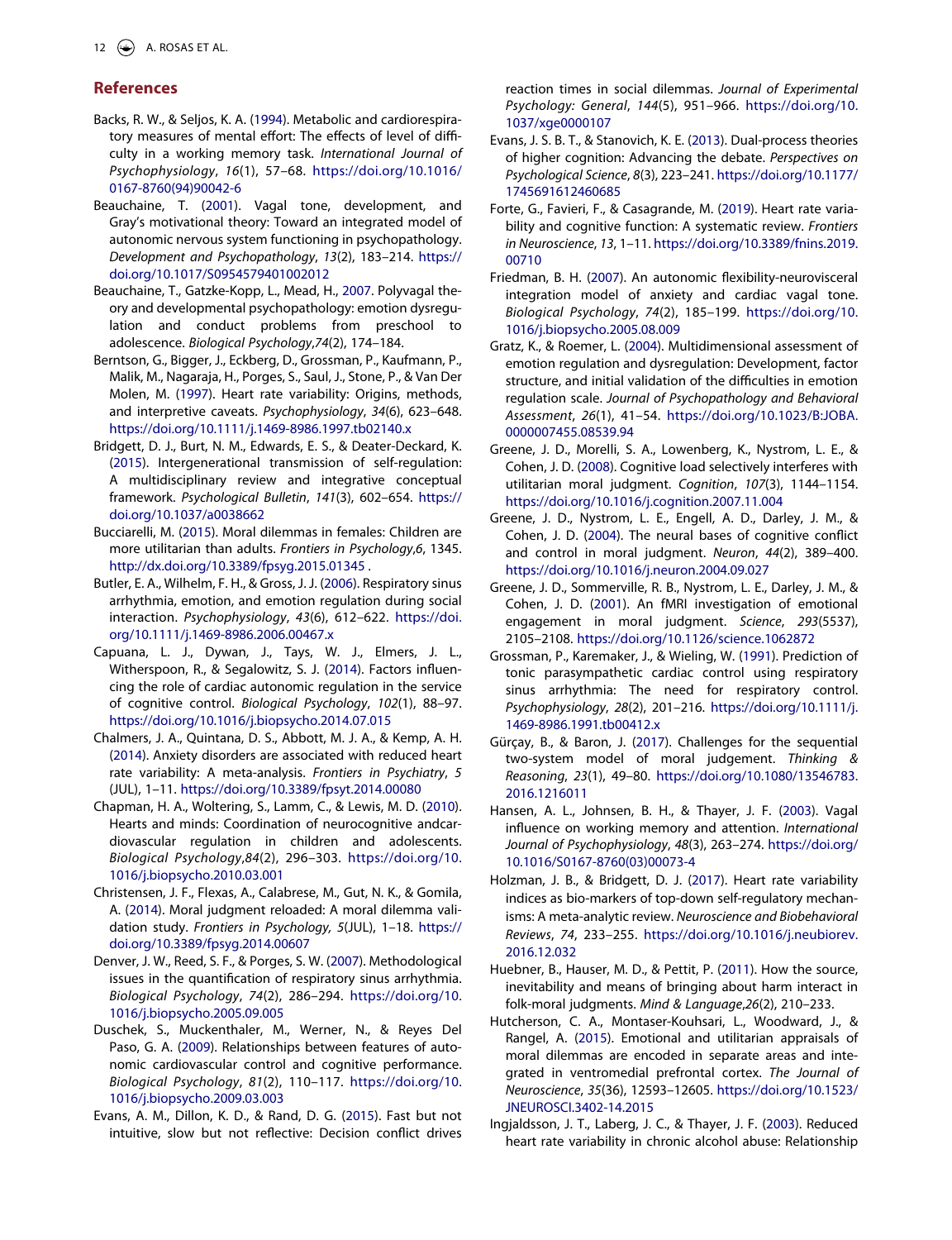## References

Backs, R. W., & Seljos, K. A. (1994). Metabolic and cardiorespiratory measures of mental effort: The effects of level of difficulty in a working memory task. *International Journal of Psychophysiology*, *16*(1), 57–68. https://doi.org/10.1016/0167-8760(94)90042-6

Beauchaine, T. (2001). Vagal tone, development, and Gray's motivational theory: Toward an integrated model of autonomic nervous system functioning in psychopathology. *Development and Psychopathology*, *13*(2), 183–214. https://doi.org/10.1017/S0954579401002012

Beauchaine, T., Gatzke-Kopp, L., Mead, H., 2007. Polyvagal theory and developmental psychopathology: emotion dysregulation and conduct problems from preschool to adolescence. *Biological Psychology*,*74*(2), 174–184.

Berntson, G., Bigger, J., Eckberg, D., Grossman, P., Kaufmann, P., Malik, M., Nagaraja, H., Porges, S., Saul, J., Stone, P., & Van Der Molen, M. (1997). Heart rate variability: Origins, methods, and interpretive caveats. *Psychophysiology*, *34*(6), 623–648. https://doi.org/10.1111/j.1469-8986.1997.tb02140.x

Bridgett, D. J., Burt, N. M., Edwards, E. S., & Deater-Deckard, K. (2015). Intergenerational transmission of self-regulation: A multidisciplinary review and integrative conceptual framework. *Psychological Bulletin*, *141*(3), 602–654. https://doi.org/10.1037/a0038662

Bucciarelli, M. (2015). Moral dilemmas in females: Children are more utilitarian than adults. *Frontiers in Psychology*,*6*, 1345. http://dx.doi.org/10.3389/fpsyg.2015.01345 .

Butler, E. A., Wilhelm, F. H., & Gross, J. J. (2006). Respiratory sinus arrhythmia, emotion, and emotion regulation during social interaction. *Psychophysiology*, *43*(6), 612–622. https://doi.org/10.1111/j.1469-8986.2006.00467.x

Capuana, L. J., Dywan, J., Tays, W. J., Elmers, J. L., Witherspoon, R., & Segalowitz, S. J. (2014). Factors influencing the role of cardiac autonomic regulation in the service of cognitive control. *Biological Psychology*, *102*(1), 88–97. https://doi.org/10.1016/j.biopsycho.2014.07.015

Chalmers, J. A., Quintana, D. S., Abbott, M. J. A., & Kemp, A. H. (2014). Anxiety disorders are associated with reduced heart rate variability: A meta-analysis. *Frontiers in Psychiatry*, *5* (JUL), 1–11. https://doi.org/10.3389/fpsyt.2014.00080

Chapman, H. A., Woltering, S., Lamm, C., & Lewis, M. D. (2010). Hearts and minds: Coordination of neurocognitive andcardiovascular regulation in children and adolescents. *Biological Psychology*,*84*(2), 296–303. https://doi.org/10.1016/j.biopsycho.2010.03.001

Christensen, J. F., Flexas, A., Calabrese, M., Gut, N. K., & Gomila, A. (2014). Moral judgment reloaded: A moral dilemma validation study. *Frontiers in Psychology*, *5*(JUL), 1–18. https://doi.org/10.3389/fpsyg.2014.00607

Denver, J. W., Reed, S. F., & Porges, S. W. (2007). Methodological issues in the quantification of respiratory sinus arrhythmia. *Biological Psychology*, *74*(2), 286–294. https://doi.org/10.1016/j.biopsycho.2005.09.005

Duschek, S., Muckenthaler, M., Werner, N., & Reyes Del Paso, G. A. (2009). Relationships between features of autonomic cardiovascular control and cognitive performance. *Biological Psychology*, *81*(2), 110–117. https://doi.org/10.1016/j.biopsycho.2009.03.003

Evans, A. M., Dillon, K. D., & Rand, D. G. (2015). Fast but not intuitive, slow but not reflective: Decision conflict drives reaction times in social dilemmas. *Journal of Experimental Psychology: General*, *144*(5), 951–966. https://doi.org/10.1037/xge0000107

Evans, J. S. B. T., & Stanovich, K. E. (2013). Dual-process theories of higher cognition: Advancing the debate. *Perspectives on Psychological Science*, *8*(3), 223–241. https://doi.org/10.1177/1745691612460685

Forte, G., Favieri, F., & Casagrande, M. (2019). Heart rate variability and cognitive function: A systematic review. *Frontiers in Neuroscience*, *13*, 1–11. https://doi.org/10.3389/fnins.2019.00710

Friedman, B. H. (2007). An autonomic flexibility-neurovisceral integration model of anxiety and cardiac vagal tone. *Biological Psychology*, *74*(2), 185–199. https://doi.org/10.1016/j.biopsycho.2005.08.009

Gratz, K., & Roemer, L. (2004). Multidimensional assessment of emotion regulation and dysregulation: Development, factor structure, and initial validation of the difficulties in emotion regulation scale. *Journal of Psychopathology and Behavioral Assessment*, *26*(1), 41–54. https://doi.org/10.1023/B:JOBA.0000007455.08539.94

Greene, J. D., Morelli, S. A., Lowenberg, K., Nystrom, L. E., & Cohen, J. D. (2008). Cognitive load selectively interferes with utilitarian moral judgment. *Cognition*, *107*(3), 1144–1154. https://doi.org/10.1016/j.cognition.2007.11.004

Greene, J. D., Nystrom, L. E., Engell, A. D., Darley, J. M., & Cohen, J. D. (2004). The neural bases of cognitive conflict and control in moral judgment. *Neuron*, *44*(2), 389–400. https://doi.org/10.1016/j.neuron.2004.09.027

Greene, J. D., Sommerville, R. B., Nystrom, L. E., Darley, J. M., & Cohen, J. D. (2001). An fMRI investigation of emotional engagement in moral judgment. *Science*, *293*(5537), 2105–2108. https://doi.org/10.1126/science.1062872

Grossman, P., Karemaker, J., & Wieling, W. (1991). Prediction of tonic parasympathetic cardiac control using respiratory sinus arrhythmia: The need for respiratory control. *Psychophysiology*, *28*(2), 201–216. https://doi.org/10.1111/j.1469-8986.1991.tb00412.x

Gürçay, B., & Baron, J. (2017). Challenges for the sequential two-system model of moral judgement. *Thinking & Reasoning*, *23*(1), 49–80. https://doi.org/10.1080/13546783.2016.1216011

Hansen, A. L., Johnsen, B. H., & Thayer, J. F. (2003). Vagal influence on working memory and attention. *International Journal of Psychophysiology*, *48*(3), 263–274. https://doi.org/10.1016/S0167-8760(03)00073-4

Holzman, J. B., & Bridgett, D. J. (2017). Heart rate variability indices as bio-markers of top-down self-regulatory mechanisms: A meta-analytic review. *Neuroscience and Biobehavioral Reviews*, *74*, 233–255. https://doi.org/10.1016/j.neubiorev.2016.12.032

Huebner, B., Hauser, M. D., & Pettit, P. (2011). How the source, inevitability and means of bringing about harm interact in folk-moral judgments. *Mind & Language*,*26*(2), 210–233.

Hutcherson, C. A., Montaser-Kouhsari, L., Woodward, J., & Rangel, A. (2015). Emotional and utilitarian appraisals of moral dilemmas are encoded in separate areas and integrated in ventromedial prefrontal cortex. *The Journal of Neuroscience*, *35*(36), 12593–12605. https://doi.org/10.1523/JNEUROSCI.3402-14.2015

Ingjaldsson, J. T., Laberg, J. C., & Thayer, J. F. (2003). Reduced heart rate variability in chronic alcohol abuse: Relationship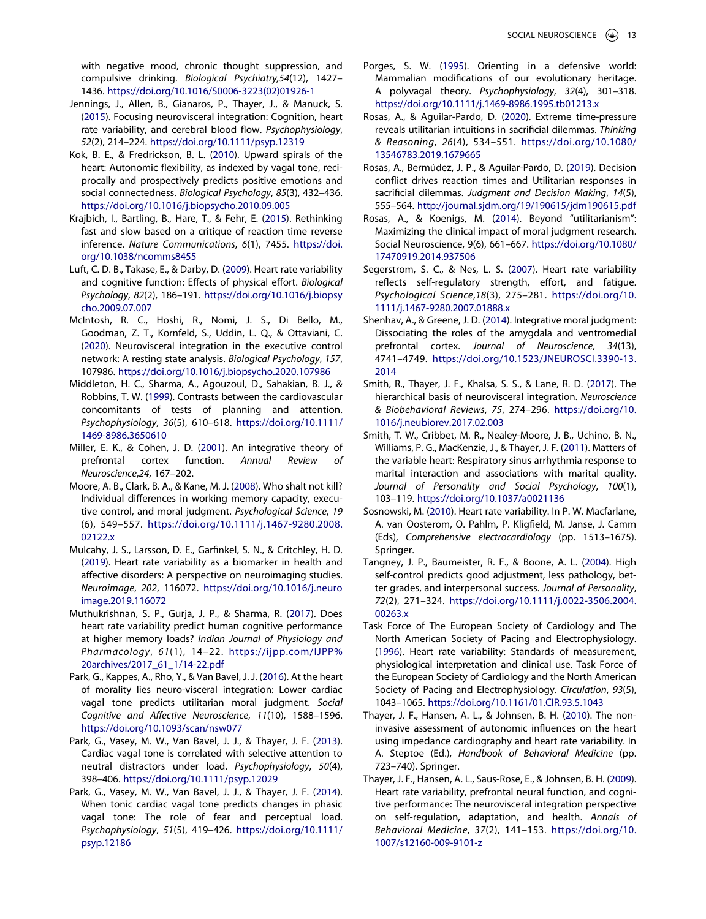with negative mood, chronic thought suppression, and compulsive drinking. *Biological Psychiatry,54*(12), 1427–1436. https://doi.org/10.1016/S0006-3223(02)01926-1

Jennings, J., Allen, B., Gianaros, P., Thayer, J., & Manuck, S. (2015). Focusing neurovisceral integration: Cognition, heart rate variability, and cerebral blood flow. *Psychophysiology*, *52*(2), 214–224. https://doi.org/10.1111/psyp.12319

Kok, B. E., & Fredrickson, B. L. (2010). Upward spirals of the heart: Autonomic flexibility, as indexed by vagal tone, reciprocally and prospectively predicts positive emotions and social connectedness. *Biological Psychology*, *85*(3), 432–436. https://doi.org/10.1016/j.biopsycho.2010.09.005

Krajbich, I., Bartling, B., Hare, T., & Fehr, E. (2015). Rethinking fast and slow based on a critique of reaction time reverse inference. *Nature Communications*, *6*(1), 7455. https://doi.org/10.1038/ncomms8455

Luft, C. D. B., Takase, E., & Darby, D. (2009). Heart rate variability and cognitive function: Effects of physical effort. *Biological Psychology*, *82*(2), 186–191. https://doi.org/10.1016/j.biopsycho.2009.07.007

McIntosh, R. C., Hoshi, R., Nomi, J. S., Di Bello, M., Goodman, Z. T., Kornfeld, S., Uddin, L. Q., & Ottaviani, C. (2020). Neurovisceral integration in the executive control network: A resting state analysis. *Biological Psychology*, *157*, 107986. https://doi.org/10.1016/j.biopsycho.2020.107986

Middleton, H. C., Sharma, A., Agouzoul, D., Sahakian, B. J., & Robbins, T. W. (1999). Contrasts between the cardiovascular concomitants of tests of planning and attention. *Psychophysiology*, *36*(5), 610–618. https://doi.org/10.1111/1469-8986.3650610

Miller, E. K., & Cohen, J. D. (2001). An integrative theory of prefrontal cortex function. *Annual Review of Neuroscience,24*, 167–202.

Moore, A. B., Clark, B. A., & Kane, M. J. (2008). Who shalt not kill? Individual differences in working memory capacity, executive control, and moral judgment. *Psychological Science*, *19* (6), 549–557. https://doi.org/10.1111/j.1467-9280.2008.02122.x

Mulcahy, J. S., Larsson, D. E., Garfinkel, S. N., & Critchley, H. D. (2019). Heart rate variability as a biomarker in health and affective disorders: A perspective on neuroimaging studies. *Neuroimage*, *202*, 116072. https://doi.org/10.1016/j.neuroimage.2019.116072

Muthukrishnan, S. P., Gurja, J. P., & Sharma, R. (2017). Does heart rate variability predict human cognitive performance at higher memory loads? *Indian Journal of Physiology and Pharmacology*, *61*(1), 14–22. https://ijpp.com/IJPP%20archives/2017_61_1/14-22.pdf

Park, G., Kappes, A., Rho, Y., & Van Bavel, J. J. (2016). At the heart of morality lies neuro-visceral integration: Lower cardiac vagal tone predicts utilitarian moral judgment. *Social Cognitive and Affective Neuroscience*, *11*(10), 1588–1596. https://doi.org/10.1093/scan/nsw077

Park, G., Vasey, M. W., Van Bavel, J. J., & Thayer, J. F. (2013). Cardiac vagal tone is correlated with selective attention to neutral distractors under load. *Psychophysiology*, *50*(4), 398–406. https://doi.org/10.1111/psyp.12029

Park, G., Vasey, M. W., Van Bavel, J. J., & Thayer, J. F. (2014). When tonic cardiac vagal tone predicts changes in phasic vagal tone: The role of fear and perceptual load. *Psychophysiology*, *51*(5), 419–426. https://doi.org/10.1111/psyp.12186

Porges, S. W. (1995). Orienting in a defensive world: Mammalian modifications of our evolutionary heritage. A polyvagal theory. *Psychophysiology*, *32*(4), 301–318. https://doi.org/10.1111/j.1469-8986.1995.tb01213.x

Rosas, A., & Aguilar-Pardo, D. (2020). Extreme time-pressure reveals utilitarian intuitions in sacrificial dilemmas. *Thinking & Reasoning*, *26*(4), 534–551. https://doi.org/10.1080/13546783.2019.1679665

Rosas, A., Bermúdez, J. P., & Aguilar-Pardo, D. (2019). Decision conflict drives reaction times and Utilitarian responses in sacrificial dilemmas. *Judgment and Decision Making*, *14*(5), 555–564. http://journal.sjdm.org/19/190615/jdm190615.pdf

Rosas, A., & Koenigs, M. (2014). Beyond "utilitarianism": Maximizing the clinical impact of moral judgment research. Social Neuroscience, 9(6), 661–667. https://doi.org/10.1080/17470919.2014.937506

Segerstrom, S. C., & Nes, L. S. (2007). Heart rate variability reflects self-regulatory strength, effort, and fatigue. *Psychological Science,18*(3), 275–281. https://doi.org/10.1111/j.1467-9280.2007.01888.x

Shenhav, A., & Greene, J. D. (2014). Integrative moral judgment: Dissociating the roles of the amygdala and ventromedial prefrontal cortex. *Journal of Neuroscience*, *34*(13), 4741–4749. https://doi.org/10.1523/JNEUROSCI.3390-13.2014

Smith, R., Thayer, J. F., Khalsa, S. S., & Lane, R. D. (2017). The hierarchical basis of neurovisceral integration. *Neuroscience & Biobehavioral Reviews*, *75*, 274–296. https://doi.org/10.1016/j.neubiorev.2017.02.003

Smith, T. W., Cribbet, M. R., Nealey-Moore, J. B., Uchino, B. N., Williams, P. G., MacKenzie, J., & Thayer, J. F. (2011). Matters of the variable heart: Respiratory sinus arrhythmia response to marital interaction and associations with marital quality. *Journal of Personality and Social Psychology*, *100*(1), 103–119. https://doi.org/10.1037/a0021136

Sosnowski, M. (2010). Heart rate variability. In P. W. Macfarlane, A. van Oosterom, O. Pahlm, P. Kligfield, M. Janse, J. Camm (Eds), *Comprehensive electrocardiology* (pp. 1513–1675). Springer.

Tangney, J. P., Baumeister, R. F., & Boone, A. L. (2004). High self-control predicts good adjustment, less pathology, better grades, and interpersonal success. *Journal of Personality*, *72*(2), 271–324. https://doi.org/10.1111/j.0022-3506.2004.00263.x

Task Force of The European Society of Cardiology and The North American Society of Pacing and Electrophysiology. (1996). Heart rate variability: Standards of measurement, physiological interpretation and clinical use. Task Force of the European Society of Cardiology and the North American Society of Pacing and Electrophysiology. *Circulation*, *93*(5), 1043–1065. https://doi.org/10.1161/01.CIR.93.5.1043

Thayer, J. F., Hansen, A. L., & Johnsen, B. H. (2010). The non-invasive assessment of autonomic influences on the heart using impedance cardiography and heart rate variability. In A. Steptoe (Ed.), *Handbook of Behavioral Medicine* (pp. 723–740). Springer.

Thayer, J. F., Hansen, A. L., Saus-Rose, E., & Johnsen, B. H. (2009). Heart rate variability, prefrontal neural function, and cognitive performance: The neurovisceral integration perspective on self-regulation, adaptation, and health. *Annals of Behavioral Medicine*, *37*(2), 141–153. https://doi.org/10.1007/s12160-009-9101-z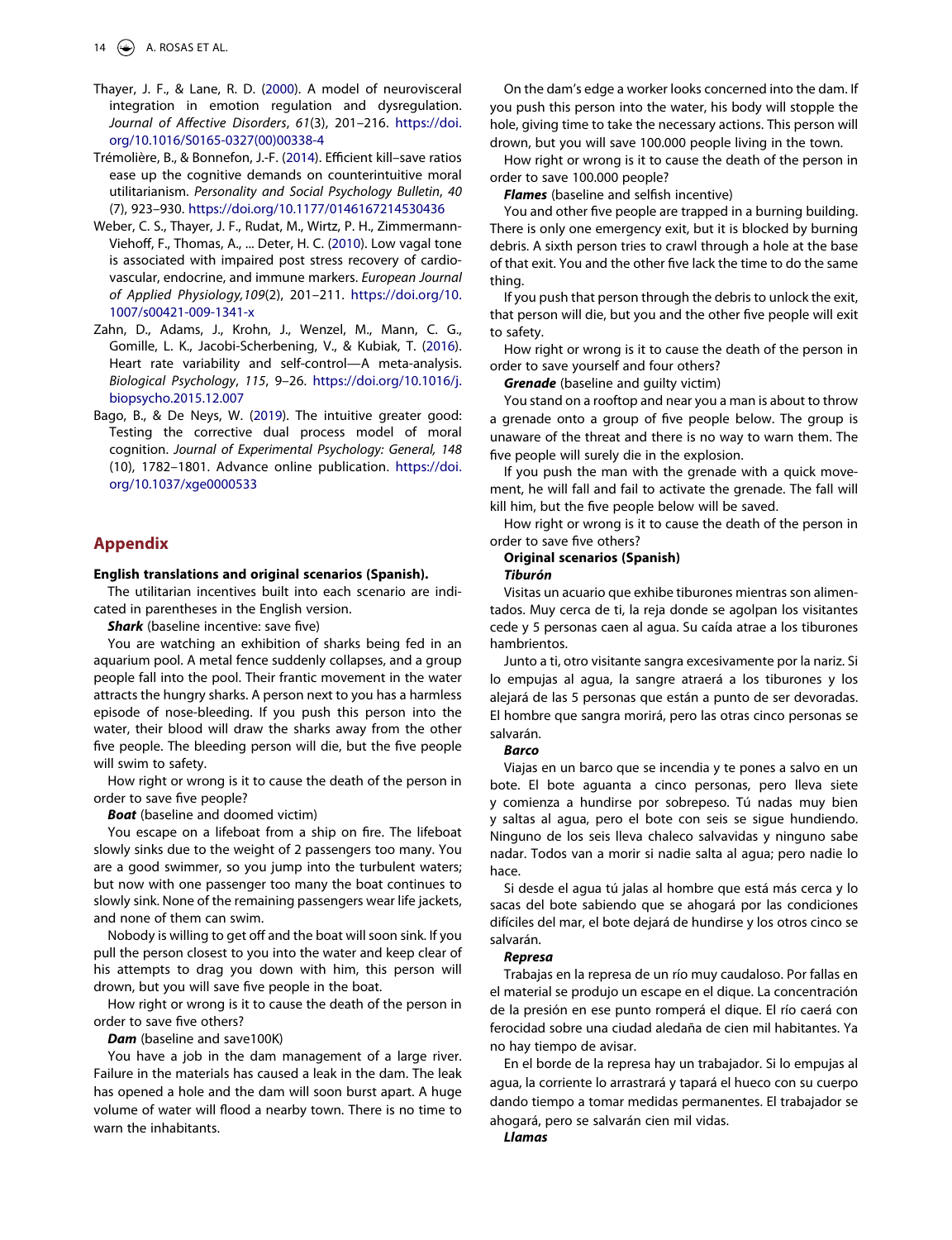Thayer, J. F., & Lane, R. D. (2000). A model of neurovisceral integration in emotion regulation and dysregulation. *Journal of Affective Disorders*, *61*(3), 201–216. https://doi.org/10.1016/S0165-0327(00)00338-4

Trémolière, B., & Bonnefon, J.-F. (2014). Efficient kill–save ratios ease up the cognitive demands on counterintuitive moral utilitarianism. *Personality and Social Psychology Bulletin*, *40* (7), 923–930. https://doi.org/10.1177/0146167214530436

Weber, C. S., Thayer, J. F., Rudat, M., Wirtz, P. H., Zimmermann-Viehoff, F., Thomas, A., ... Deter, H. C. (2010). Low vagal tone is associated with impaired post stress recovery of cardiovascular, endocrine, and immune markers. *European Journal of Applied Physiology,109*(2), 201–211. https://doi.org/10.1007/s00421-009-1341-x

Zahn, D., Adams, J., Krohn, J., Wenzel, M., Mann, C. G., Gomille, L. K., Jacobi-Scherbening, V., & Kubiak, T. (2016). Heart rate variability and self-control—A meta-analysis. *Biological Psychology*, *115*, 9–26. https://doi.org/10.1016/j.biopsycho.2015.12.007

Bago, B., & De Neys, W. (2019). The intuitive greater good: Testing the corrective dual process model of moral cognition. *Journal of Experimental Psychology: General, 148* (10), 1782–1801. Advance online publication. https://doi.org/10.1037/xge0000533

## Appendix

**English translations and original scenarios (Spanish).**

The utilitarian incentives built into each scenario are indicated in parentheses in the English version.

***Shark*** (baseline incentive: save five)

You are watching an exhibition of sharks being fed in an aquarium pool. A metal fence suddenly collapses, and a group people fall into the pool. Their frantic movement in the water attracts the hungry sharks. A person next to you has a harmless episode of nose-bleeding. If you push this person into the water, their blood will draw the sharks away from the other five people. The bleeding person will die, but the five people will swim to safety.

How right or wrong is it to cause the death of the person in order to save five people?

***Boat*** (baseline and doomed victim)

You escape on a lifeboat from a ship on fire. The lifeboat slowly sinks due to the weight of 2 passengers too many. You are a good swimmer, so you jump into the turbulent waters; but now with one passenger too many the boat continues to slowly sink. None of the remaining passengers wear life jackets, and none of them can swim.

Nobody is willing to get off and the boat will soon sink. If you pull the person closest to you into the water and keep clear of his attempts to drag you down with him, this person will drown, but you will save five people in the boat.

How right or wrong is it to cause the death of the person in order to save five others?

***Dam*** (baseline and save100K)

You have a job in the dam management of a large river. Failure in the materials has caused a leak in the dam. The leak has opened a hole and the dam will soon burst apart. A huge volume of water will flood a nearby town. There is no time to warn the inhabitants.

On the dam's edge a worker looks concerned into the dam. If you push this person into the water, his body will stopple the hole, giving time to take the necessary actions. This person will drown, but you will save 100.000 people living in the town.

How right or wrong is it to cause the death of the person in order to save 100.000 people?

***Flames*** (baseline and selfish incentive)

You and other five people are trapped in a burning building. There is only one emergency exit, but it is blocked by burning debris. A sixth person tries to crawl through a hole at the base of that exit. You and the other five lack the time to do the same thing.

If you push that person through the debris to unlock the exit, that person will die, but you and the other five people will exit to safety.

How right or wrong is it to cause the death of the person in order to save yourself and four others?

***Grenade*** (baseline and guilty victim)

You stand on a rooftop and near you a man is about to throw a grenade onto a group of five people below. The group is unaware of the threat and there is no way to warn them. The five people will surely die in the explosion.

If you push the man with the grenade with a quick movement, he will fall and fail to activate the grenade. The fall will kill him, but the five people below will be saved.

How right or wrong is it to cause the death of the person in order to save five others?

**Original scenarios (Spanish)**

***Tiburón***

Visitas un acuario que exhibe tiburones mientras son alimentados. Muy cerca de ti, la reja donde se agolpan los visitantes cede y 5 personas caen al agua. Su caída atrae a los tiburones hambrientos.

Junto a ti, otro visitante sangra excesivamente por la nariz. Si lo empujas al agua, la sangre atraerá a los tiburones y los alejará de las 5 personas que están a punto de ser devoradas. El hombre que sangra morirá, pero las otras cinco personas se salvarán.

***Barco***

Viajas en un barco que se incendia y te pones a salvo en un bote. El bote aguanta a cinco personas, pero lleva siete y comienza a hundirse por sobrepeso. Tú nadas muy bien y saltas al agua, pero el bote con seis se sigue hundiendo. Ninguno de los seis lleva chaleco salvavidas y ninguno sabe nadar. Todos van a morir si nadie salta al agua; pero nadie lo hace.

Si desde el agua tú jalas al hombre que está más cerca y lo sacas del bote sabiendo que se ahogará por las condiciones difíciles del mar, el bote dejará de hundirse y los otros cinco se salvarán.

***Represa***

Trabajas en la represa de un río muy caudaloso. Por fallas en el material se produjo un escape en el dique. La concentración de la presión en ese punto romperá el dique. El río caerá con ferocidad sobre una ciudad aledaña de cien mil habitantes. Ya no hay tiempo de avisar.

En el borde de la represa hay un trabajador. Si lo empujas al agua, la corriente lo arrastrará y tapará el hueco con su cuerpo dando tiempo a tomar medidas permanentes. El trabajador se ahogará, pero se salvarán cien mil vidas.

***Llamas***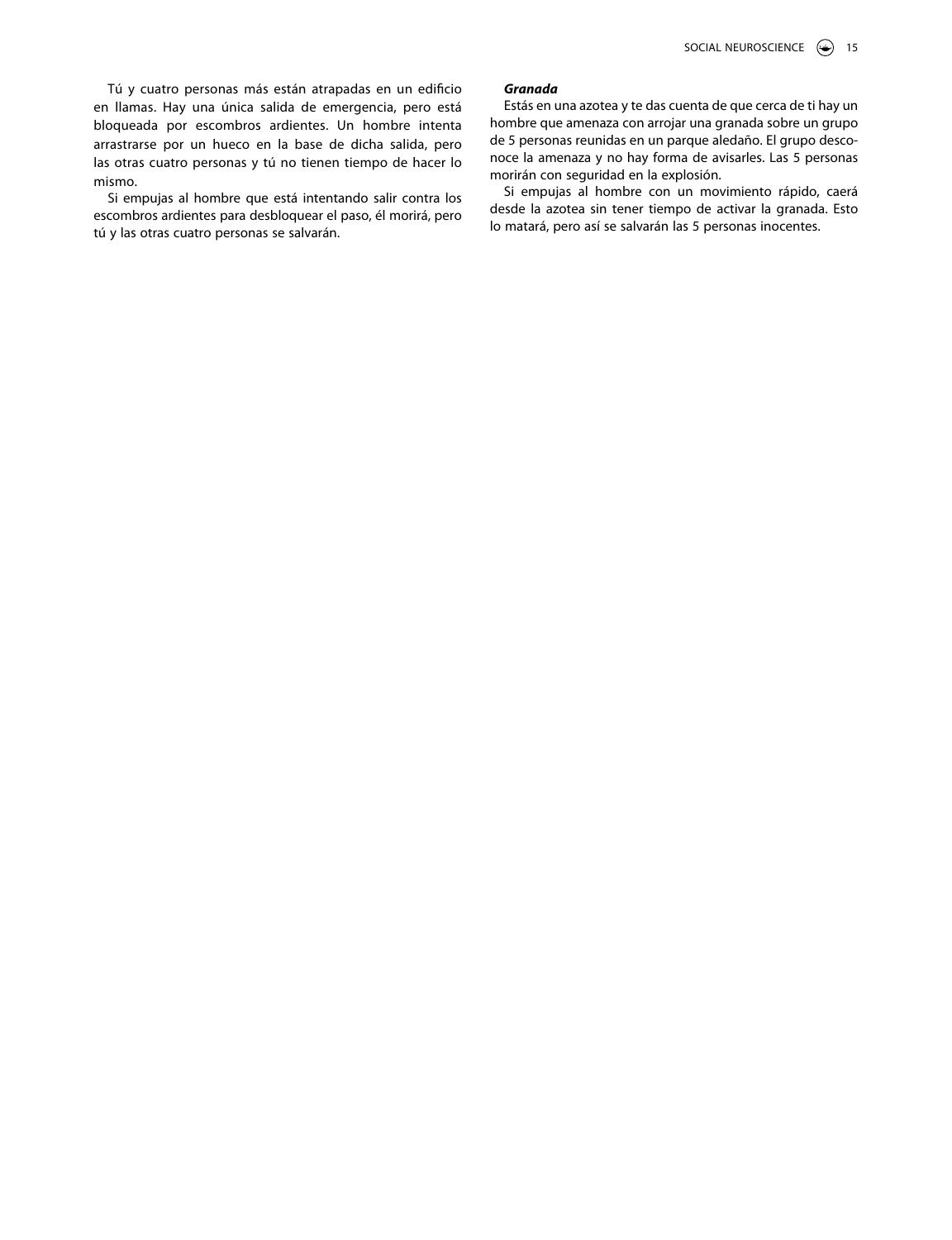Tú y cuatro personas más están atrapadas en un edificio en llamas. Hay una única salida de emergencia, pero está bloqueada por escombros ardientes. Un hombre intenta arrastrarse por un hueco en la base de dicha salida, pero las otras cuatro personas y tú no tienen tiempo de hacer lo mismo.

Si empujas al hombre que está intentando salir contra los escombros ardientes para desbloquear el paso, él morirá, pero tú y las otras cuatro personas se salvarán.

***Granada***

Estás en una azotea y te das cuenta de que cerca de ti hay un hombre que amenaza con arrojar una granada sobre un grupo de 5 personas reunidas en un parque aledaño. El grupo desconoce la amenaza y no hay forma de avisarles. Las 5 personas morirán con seguridad en la explosión.

Si empujas al hombre con un movimiento rápido, caerá desde la azotea sin tener tiempo de activar la granada. Esto lo matará, pero así se salvarán las 5 personas inocentes.